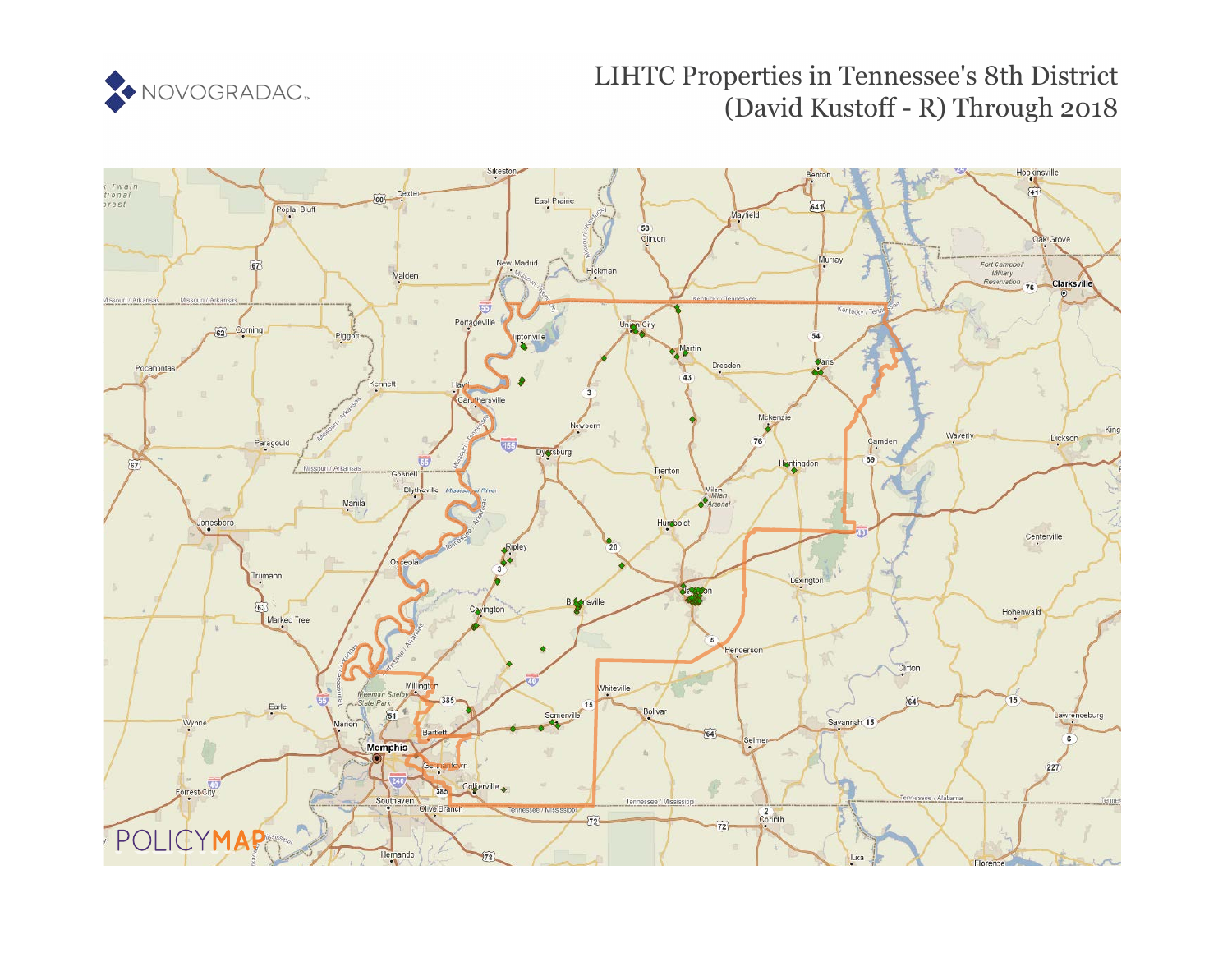NOVOGRADAC

# LIHTC Properties in Tennessee's 8th District (David Kustoff - R) Through 2018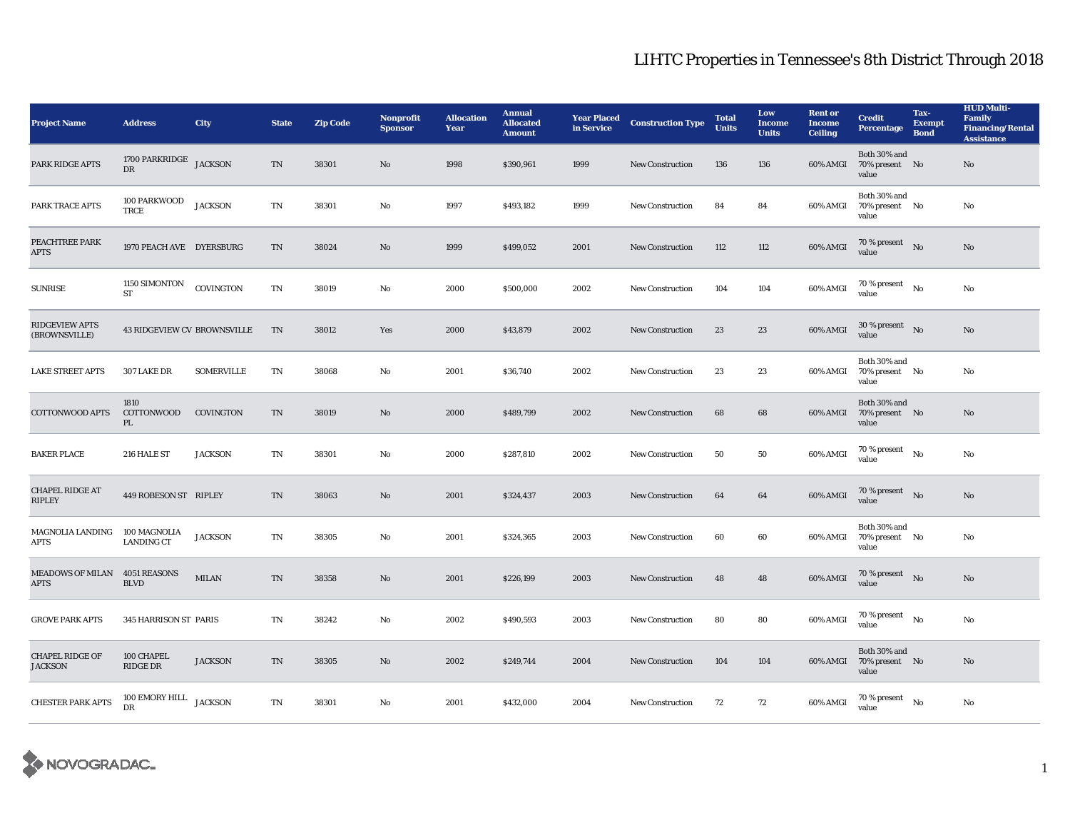# LIHTC Properties in Tennessee's 8th District Through 2018

| Project Name | Address | City | State | Zip Code | Nonprofit Sponsor | Allocation Year | Annual Allocated Amount | Year Placed in Service | Construction Type | Total Units | Low Income Units | Rent or Income Ceiling | Credit Percentage | Tax-Exempt Bond | HUD Multi-Family Financing/Rental Assistance |
|---|---|---|---|---|---|---|---|---|---|---|---|---|---|---|---|
| PARK RIDGE APTS | 1700 PARKRIDGE DR | JACKSON | TN | 38301 | No | 1998 | $390,961 | 1999 | New Construction | 136 | 136 | 60% AMGI | Both 30% and 70% present value | No | No |
| PARK TRACE APTS | 100 PARKWOOD TRCE | JACKSON | TN | 38301 | No | 1997 | $493,182 | 1999 | New Construction | 84 | 84 | 60% AMGI | Both 30% and 70% present value | No | No |
| PEACHTREE PARK APTS | 1970 PEACH AVE | DYERSBURG | TN | 38024 | No | 1999 | $499,052 | 2001 | New Construction | 112 | 112 | 60% AMGI | 70 % present value | No | No |
| SUNRISE | 1150 SIMONTON ST | COVINGTON | TN | 38019 | No | 2000 | $500,000 | 2002 | New Construction | 104 | 104 | 60% AMGI | 70 % present value | No | No |
| RIDGEVIEW APTS (BROWNSVILLE) | 43 RIDGEVIEW CV | BROWNSVILLE | TN | 38012 | Yes | 2000 | $43,879 | 2002 | New Construction | 23 | 23 | 60% AMGI | 30 % present value | No | No |
| LAKE STREET APTS | 307 LAKE DR | SOMERVILLE | TN | 38068 | No | 2001 | $36,740 | 2002 | New Construction | 23 | 23 | 60% AMGI | Both 30% and 70% present value | No | No |
| COTTONWOOD APTS | 1810 COTTONWOOD PL | COVINGTON | TN | 38019 | No | 2000 | $489,799 | 2002 | New Construction | 68 | 68 | 60% AMGI | Both 30% and 70% present value | No | No |
| BAKER PLACE | 216 HALE ST | JACKSON | TN | 38301 | No | 2000 | $287,810 | 2002 | New Construction | 50 | 50 | 60% AMGI | 70 % present value | No | No |
| CHAPEL RIDGE AT RIPLEY | 449 ROBESON ST | RIPLEY | TN | 38063 | No | 2001 | $324,437 | 2003 | New Construction | 64 | 64 | 60% AMGI | 70 % present value | No | No |
| MAGNOLIA LANDING APTS | 100 MAGNOLIA LANDING CT | JACKSON | TN | 38305 | No | 2001 | $324,365 | 2003 | New Construction | 60 | 60 | 60% AMGI | Both 30% and 70% present value | No | No |
| MEADOWS OF MILAN APTS | 4051 REASONS BLVD | MILAN | TN | 38358 | No | 2001 | $226,199 | 2003 | New Construction | 48 | 48 | 60% AMGI | 70 % present value | No | No |
| GROVE PARK APTS | 345 HARRISON ST | PARIS | TN | 38242 | No | 2002 | $490,593 | 2003 | New Construction | 80 | 80 | 60% AMGI | 70 % present value | No | No |
| CHAPEL RIDGE OF JACKSON | 100 CHAPEL RIDGE DR | JACKSON | TN | 38305 | No | 2002 | $249,744 | 2004 | New Construction | 104 | 104 | 60% AMGI | Both 30% and 70% present value | No | No |
| CHESTER PARK APTS | 100 EMORY HILL DR | JACKSON | TN | 38301 | No | 2001 | $432,000 | 2004 | New Construction | 72 | 72 | 60% AMGI | 70 % present value | No | No |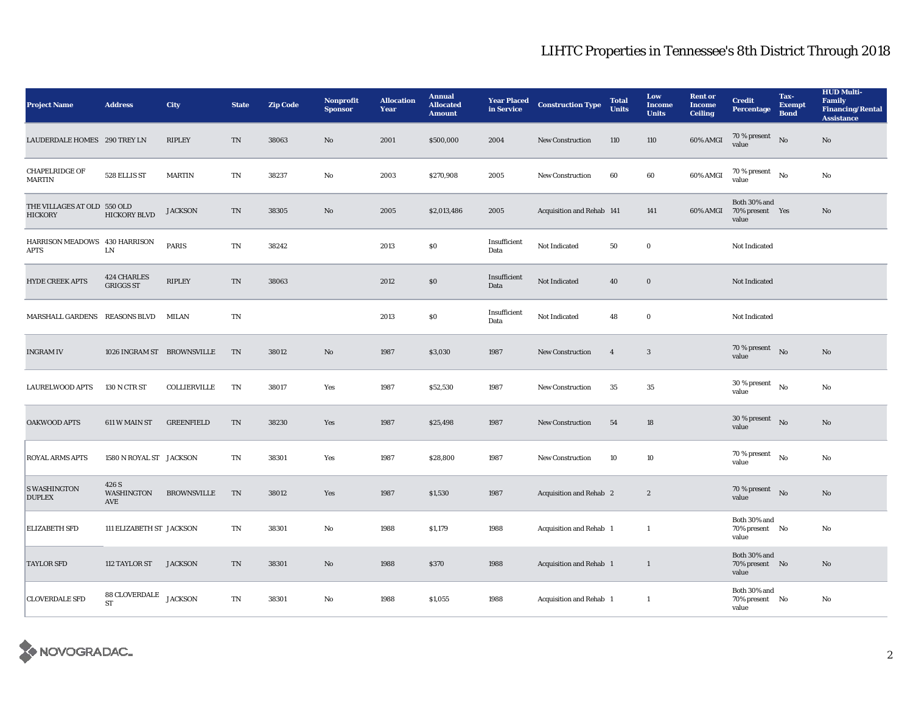# LIHTC Properties in Tennessee's 8th District Through 2018

| Project Name | Address | City | State | Zip Code | Nonprofit Sponsor | Allocation Year | Annual Allocated Amount | Year Placed in Service | Construction Type | Total Units | Low Income Units | Rent or Income Ceiling | Credit Percentage | Tax-Exempt Bond | HUD Multi-Family Financing/Rental Assistance |
|---|---|---|---|---|---|---|---|---|---|---|---|---|---|---|---|
| LAUDERDALE HOMES | 290 TREY LN | RIPLEY | TN | 38063 | No | 2001 | $500,000 | 2004 | New Construction | 110 | 110 | 60% AMGI | 70 % present value | No | No |
| CHAPELRIDGE OF MARTIN | 528 ELLIS ST | MARTIN | TN | 38237 | No | 2003 | $270,908 | 2005 | New Construction | 60 | 60 | 60% AMGI | 70 % present value | No | No |
| THE VILLAGES AT OLD HICKORY | 550 OLD HICKORY BLVD | JACKSON | TN | 38305 | No | 2005 | $2,013,486 | 2005 | Acquisition and Rehab | 141 | 141 | 60% AMGI | Both 30% and 70% present value | Yes | No |
| HARRISON MEADOWS APTS | 430 HARRISON LN | PARIS | TN | 38242 | | 2013 | $0 | Insufficient Data | Not Indicated | 50 | 0 | | Not Indicated | | |
| HYDE CREEK APTS | 424 CHARLES GRIGGS ST | RIPLEY | TN | 38063 | | 2012 | $0 | Insufficient Data | Not Indicated | 40 | 0 | | Not Indicated | | |
| MARSHALL GARDENS | REASONS BLVD | MILAN | TN | | | 2013 | $0 | Insufficient Data | Not Indicated | 48 | 0 | | Not Indicated | | |
| INGRAM IV | 1026 INGRAM ST | BROWNSVILLE | TN | 38012 | No | 1987 | $3,030 | 1987 | New Construction | 4 | 3 | | 70 % present value | No | No |
| LAURELWOOD APTS | 130 N CTR ST | COLLIERVILLE | TN | 38017 | Yes | 1987 | $52,530 | 1987 | New Construction | 35 | 35 | | 30 % present value | No | No |
| OAKWOOD APTS | 611 W MAIN ST | GREENFIELD | TN | 38230 | Yes | 1987 | $25,498 | 1987 | New Construction | 54 | 18 | | 30 % present value | No | No |
| ROYAL ARMS APTS | 1580 N ROYAL ST | JACKSON | TN | 38301 | Yes | 1987 | $28,800 | 1987 | New Construction | 10 | 10 | | 70 % present value | No | No |
| S WASHINGTON DUPLEX | 426 S WASHINGTON AVE | BROWNSVILLE | TN | 38012 | Yes | 1987 | $1,530 | 1987 | Acquisition and Rehab | 2 | 2 | | 70 % present value | No | No |
| ELIZABETH SFD | 111 ELIZABETH ST | JACKSON | TN | 38301 | No | 1988 | $1,179 | 1988 | Acquisition and Rehab | 1 | 1 | | Both 30% and 70% present value | No | No |
| TAYLOR SFD | 112 TAYLOR ST | JACKSON | TN | 38301 | No | 1988 | $370 | 1988 | Acquisition and Rehab | 1 | 1 | | Both 30% and 70% present value | No | No |
| CLOVERDALE SFD | 88 CLOVERDALE ST | JACKSON | TN | 38301 | No | 1988 | $1,055 | 1988 | Acquisition and Rehab | 1 | 1 | | Both 30% and 70% present value | No | No |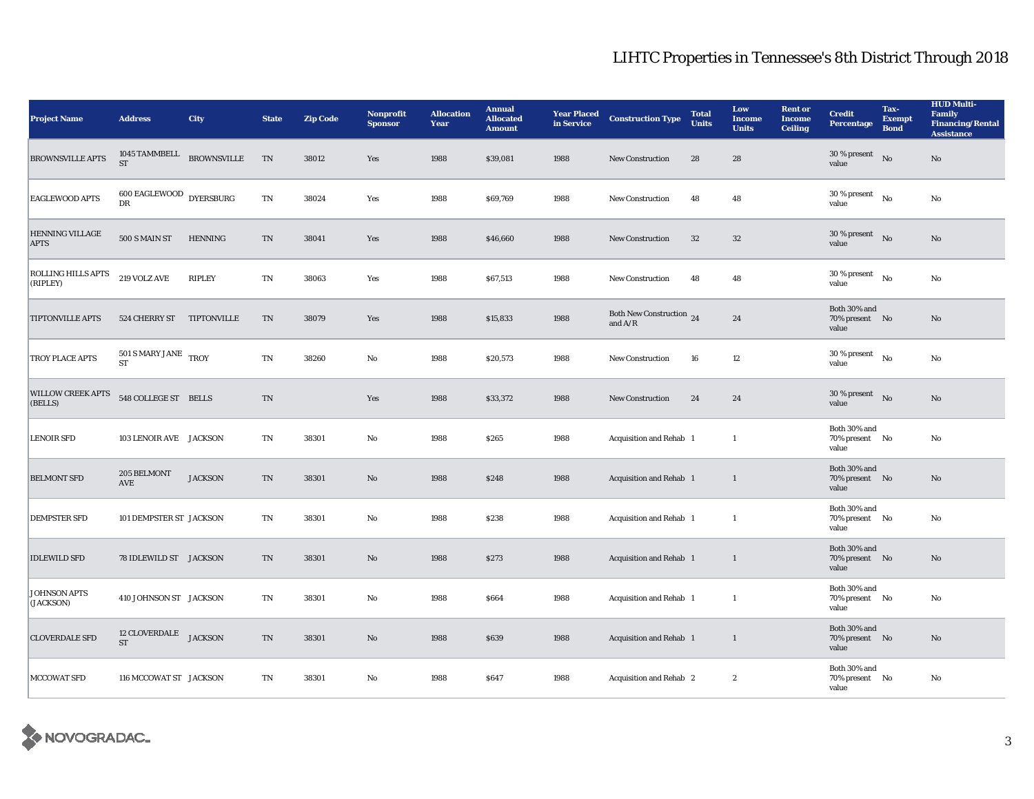# LIHTC Properties in Tennessee's 8th District Through 2018

| Project Name | Address | City | State | Zip Code | Nonprofit Sponsor | Allocation Year | Annual Allocated Amount | Year Placed in Service | Construction Type | Total Units | Low Income Units | Rent or Income Ceiling | Credit Percentage | Tax-Exempt Bond | HUD Multi-Family Financing/Rental Assistance |
|---|---|---|---|---|---|---|---|---|---|---|---|---|---|---|---|
| BROWNSVILLE APTS | 1045 TAMMBELL ST | BROWNSVILLE | TN | 38012 | Yes | 1988 | $39,081 | 1988 | New Construction | 28 | 28 | | 30 % present value | No | No |
| EAGLEWOOD APTS | 600 EAGLEWOOD DR | DYERSBURG | TN | 38024 | Yes | 1988 | $69,769 | 1988 | New Construction | 48 | 48 | | 30 % present value | No | No |
| HENNING VILLAGE APTS | 500 S MAIN ST | HENNING | TN | 38041 | Yes | 1988 | $46,660 | 1988 | New Construction | 32 | 32 | | 30 % present value | No | No |
| ROLLING HILLS APTS (RIPLEY) | 219 VOLZ AVE | RIPLEY | TN | 38063 | Yes | 1988 | $67,513 | 1988 | New Construction | 48 | 48 | | 30 % present value | No | No |
| TIPTONVILLE APTS | 524 CHERRY ST | TIPTONVILLE | TN | 38079 | Yes | 1988 | $15,833 | 1988 | Both New Construction and A/R | 24 | 24 | | Both 30% and 70% present value | No | No |
| TROY PLACE APTS | 501 S MARY JANE ST | TROY | TN | 38260 | No | 1988 | $20,573 | 1988 | New Construction | 16 | 12 | | 30 % present value | No | No |
| WILLOW CREEK APTS (BELLS) | 548 COLLEGE ST | BELLS | TN | | Yes | 1988 | $33,372 | 1988 | New Construction | 24 | 24 | | 30 % present value | No | No |
| LENOIR SFD | 103 LENOIR AVE | JACKSON | TN | 38301 | No | 1988 | $265 | 1988 | Acquisition and Rehab | 1 | 1 | | Both 30% and 70% present value | No | No |
| BELMONT SFD | 205 BELMONT AVE | JACKSON | TN | 38301 | No | 1988 | $248 | 1988 | Acquisition and Rehab | 1 | 1 | | Both 30% and 70% present value | No | No |
| DEMPSTER SFD | 101 DEMPSTER ST | JACKSON | TN | 38301 | No | 1988 | $238 | 1988 | Acquisition and Rehab | 1 | 1 | | Both 30% and 70% present value | No | No |
| IDLEWILD SFD | 78 IDLEWILD ST | JACKSON | TN | 38301 | No | 1988 | $273 | 1988 | Acquisition and Rehab | 1 | 1 | | Both 30% and 70% present value | No | No |
| JOHNSON APTS (JACKSON) | 410 JOHNSON ST | JACKSON | TN | 38301 | No | 1988 | $664 | 1988 | Acquisition and Rehab | 1 | 1 | | Both 30% and 70% present value | No | No |
| CLOVERDALE SFD | 12 CLOVERDALE ST | JACKSON | TN | 38301 | No | 1988 | $639 | 1988 | Acquisition and Rehab | 1 | 1 | | Both 30% and 70% present value | No | No |
| MCCOWAT SFD | 116 MCCOWAT ST | JACKSON | TN | 38301 | No | 1988 | $647 | 1988 | Acquisition and Rehab | 2 | 2 | | Both 30% and 70% present value | No | No |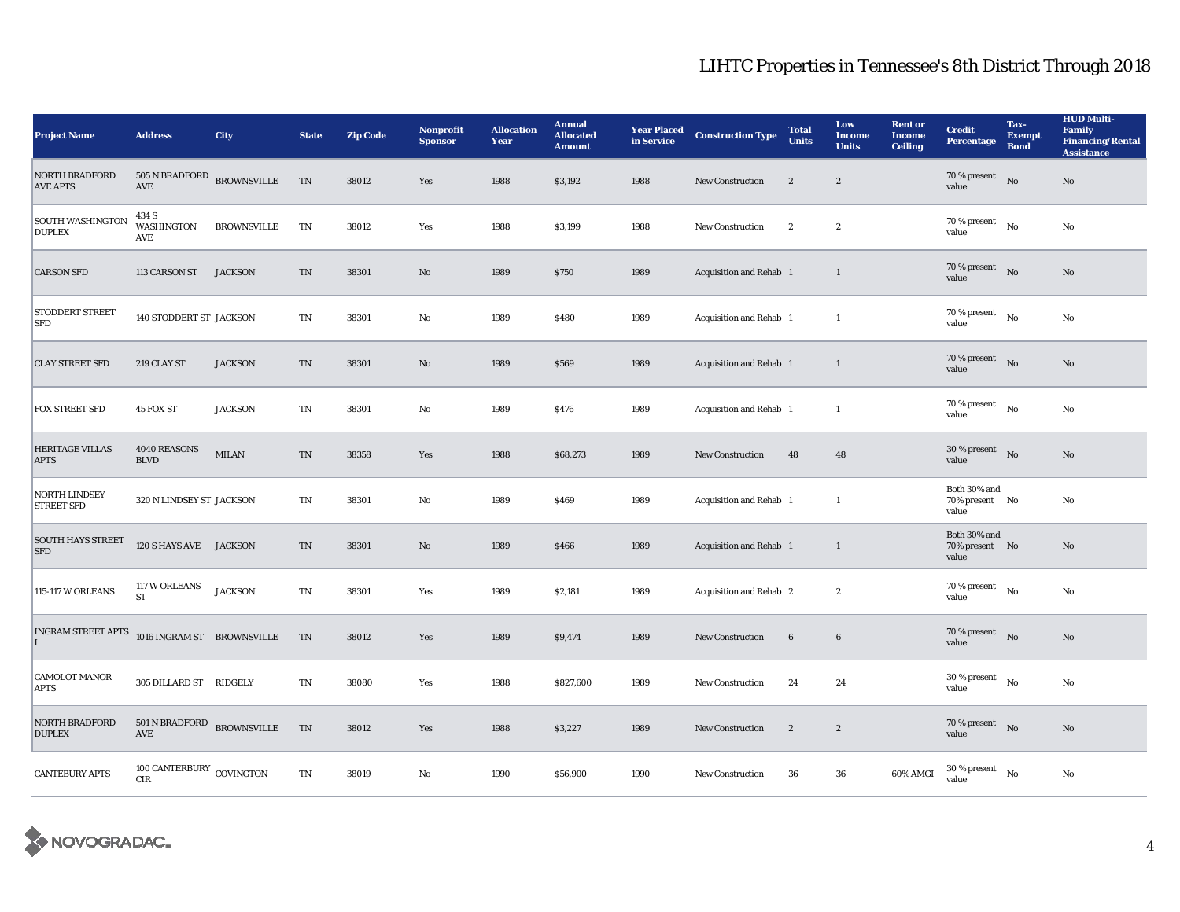# LIHTC Properties in Tennessee's 8th District Through 2018

| Project Name | Address | City | State | Zip Code | Nonprofit Sponsor | Allocation Year | Annual Allocated Amount | Year Placed in Service | Construction Type | Total Units | Low Income Units | Rent or Income Ceiling | Credit Percentage | Tax-Exempt Bond | HUD Multi-Family Financing/Rental Assistance |
|---|---|---|---|---|---|---|---|---|---|---|---|---|---|---|---|
| NORTH BRADFORD AVE APTS | 505 N BRADFORD AVE | BROWNSVILLE | TN | 38012 | Yes | 1988 | $3,192 | 1988 | New Construction | 2 | 2 | | 70 % present value | No | No |
| SOUTH WASHINGTON DUPLEX | 434 S WASHINGTON AVE | BROWNSVILLE | TN | 38012 | Yes | 1988 | $3,199 | 1988 | New Construction | 2 | 2 | | 70 % present value | No | No |
| CARSON SFD | 113 CARSON ST | JACKSON | TN | 38301 | No | 1989 | $750 | 1989 | Acquisition and Rehab | 1 | 1 | | 70 % present value | No | No |
| STODDERT STREET SFD | 140 STODDERT ST | JACKSON | TN | 38301 | No | 1989 | $480 | 1989 | Acquisition and Rehab | 1 | 1 | | 70 % present value | No | No |
| CLAY STREET SFD | 219 CLAY ST | JACKSON | TN | 38301 | No | 1989 | $569 | 1989 | Acquisition and Rehab | 1 | 1 | | 70 % present value | No | No |
| FOX STREET SFD | 45 FOX ST | JACKSON | TN | 38301 | No | 1989 | $476 | 1989 | Acquisition and Rehab | 1 | 1 | | 70 % present value | No | No |
| HERITAGE VILLAS APTS | 4040 REASONS BLVD | MILAN | TN | 38358 | Yes | 1988 | $68,273 | 1989 | New Construction | 48 | 48 | | 30 % present value | No | No |
| NORTH LINDSEY STREET SFD | 320 N LINDSEY ST | JACKSON | TN | 38301 | No | 1989 | $469 | 1989 | Acquisition and Rehab | 1 | 1 | | Both 30% and 70% present value | No | No |
| SOUTH HAYS STREET SFD | 120 S HAYS AVE | JACKSON | TN | 38301 | No | 1989 | $466 | 1989 | Acquisition and Rehab | 1 | 1 | | Both 30% and 70% present value | No | No |
| 115-117 W ORLEANS | 117 W ORLEANS ST | JACKSON | TN | 38301 | Yes | 1989 | $2,181 | 1989 | Acquisition and Rehab | 2 | 2 | | 70 % present value | No | No |
| INGRAM STREET APTS I | 1016 INGRAM ST | BROWNSVILLE | TN | 38012 | Yes | 1989 | $9,474 | 1989 | New Construction | 6 | 6 | | 70 % present value | No | No |
| CAMOLOT MANOR APTS | 305 DILLARD ST | RIDGELY | TN | 38080 | Yes | 1988 | $827,600 | 1989 | New Construction | 24 | 24 | | 30 % present value | No | No |
| NORTH BRADFORD DUPLEX | 501 N BRADFORD AVE | BROWNSVILLE | TN | 38012 | Yes | 1988 | $3,227 | 1989 | New Construction | 2 | 2 | | 70 % present value | No | No |
| CANTEBURY APTS | 100 CANTERBURY CIR | COVINGTON | TN | 38019 | No | 1990 | $56,900 | 1990 | New Construction | 36 | 36 | 60% AMGI | 30 % present value | No | No |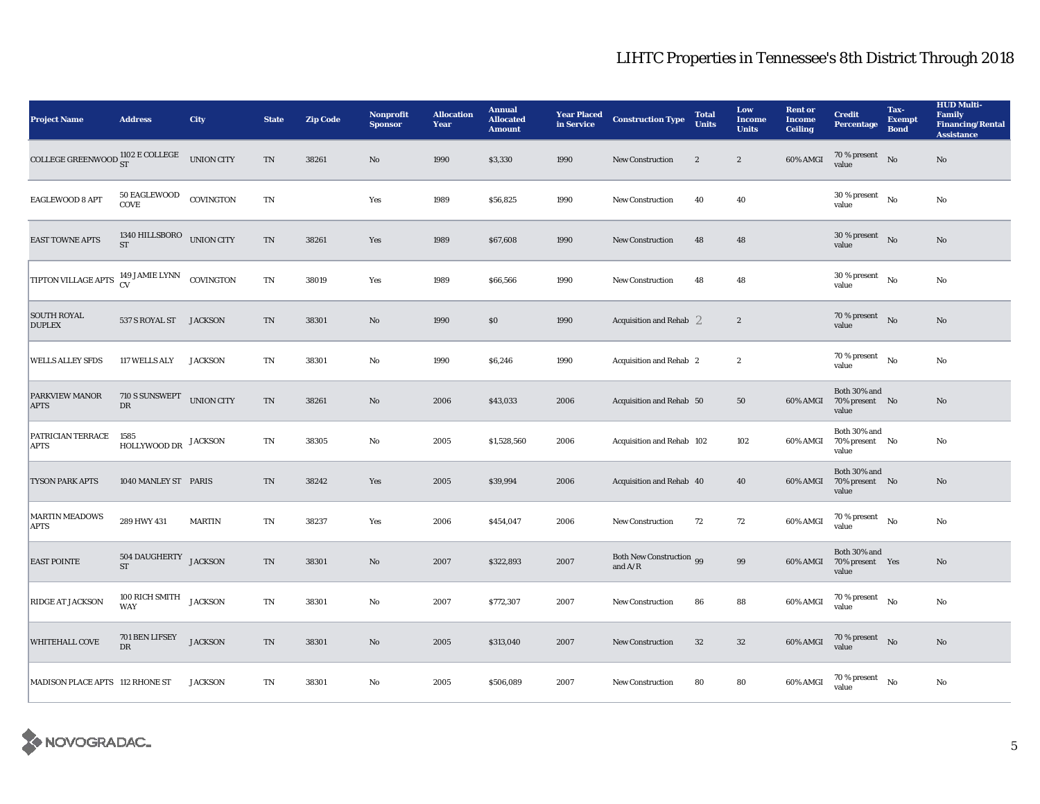# LIHTC Properties in Tennessee's 8th District Through 2018

| Project Name | Address | City | State | Zip Code | Nonprofit Sponsor | Allocation Year | Annual Allocated Amount | Year Placed in Service | Construction Type | Total Units | Low Income Units | Rent or Income Ceiling | Credit Percentage | Tax-Exempt Bond | HUD Multi-Family Financing/Rental Assistance |
|---|---|---|---|---|---|---|---|---|---|---|---|---|---|---|---|
| COLLEGE GREENWOOD | 1102 E COLLEGE ST | UNION CITY | TN | 38261 | No | 1990 | $3,330 | 1990 | New Construction | 2 | 2 | 60% AMGI | 70 % present value | No | No |
| EAGLEWOOD 8 APT | 50 EAGLEWOOD COVE | COVINGTON | TN | | Yes | 1989 | $56,825 | 1990 | New Construction | 40 | 40 | | 30 % present value | No | No |
| EAST TOWNE APTS | 1340 HILLSBORO ST | UNION CITY | TN | 38261 | Yes | 1989 | $67,608 | 1990 | New Construction | 48 | 48 | | 30 % present value | No | No |
| TIPTON VILLAGE APTS | 149 JAMIE LYNN CV | COVINGTON | TN | 38019 | Yes | 1989 | $66,566 | 1990 | New Construction | 48 | 48 | | 30 % present value | No | No |
| SOUTH ROYAL DUPLEX | 537 S ROYAL ST | JACKSON | TN | 38301 | No | 1990 | $0 | 1990 | Acquisition and Rehab | 2 | 2 | | 70 % present value | No | No |
| WELLS ALLEY SFDS | 117 WELLS ALY | JACKSON | TN | 38301 | No | 1990 | $6,246 | 1990 | Acquisition and Rehab | 2 | 2 | | 70 % present value | No | No |
| PARKVIEW MANOR APTS | 710 S SUNSWEPT DR | UNION CITY | TN | 38261 | No | 2006 | $43,033 | 2006 | Acquisition and Rehab | 50 | 50 | 60% AMGI | Both 30% and 70% present value | No | No |
| PATRICIAN TERRACE APTS | 1585 HOLLYWOOD DR | JACKSON | TN | 38305 | No | 2005 | $1,528,560 | 2006 | Acquisition and Rehab | 102 | 102 | 60% AMGI | Both 30% and 70% present value | No | No |
| TYSON PARK APTS | 1040 MANLEY ST | PARIS | TN | 38242 | Yes | 2005 | $39,994 | 2006 | Acquisition and Rehab | 40 | 40 | 60% AMGI | Both 30% and 70% present value | No | No |
| MARTIN MEADOWS APTS | 289 HWY 431 | MARTIN | TN | 38237 | Yes | 2006 | $454,047 | 2006 | New Construction | 72 | 72 | 60% AMGI | 70 % present value | No | No |
| EAST POINTE | 504 DAUGHERTY ST | JACKSON | TN | 38301 | No | 2007 | $322,893 | 2007 | Both New Construction and A/R | 99 | 99 | 60% AMGI | Both 30% and 70% present value | Yes | No |
| RIDGE AT JACKSON | 100 RICH SMITH WAY | JACKSON | TN | 38301 | No | 2007 | $772,307 | 2007 | New Construction | 86 | 88 | 60% AMGI | 70 % present value | No | No |
| WHITEHALL COVE | 701 BEN LIFSEY DR | JACKSON | TN | 38301 | No | 2005 | $313,040 | 2007 | New Construction | 32 | 32 | 60% AMGI | 70 % present value | No | No |
| MADISON PLACE APTS | 112 RHONE ST | JACKSON | TN | 38301 | No | 2005 | $506,089 | 2007 | New Construction | 80 | 80 | 60% AMGI | 70 % present value | No | No |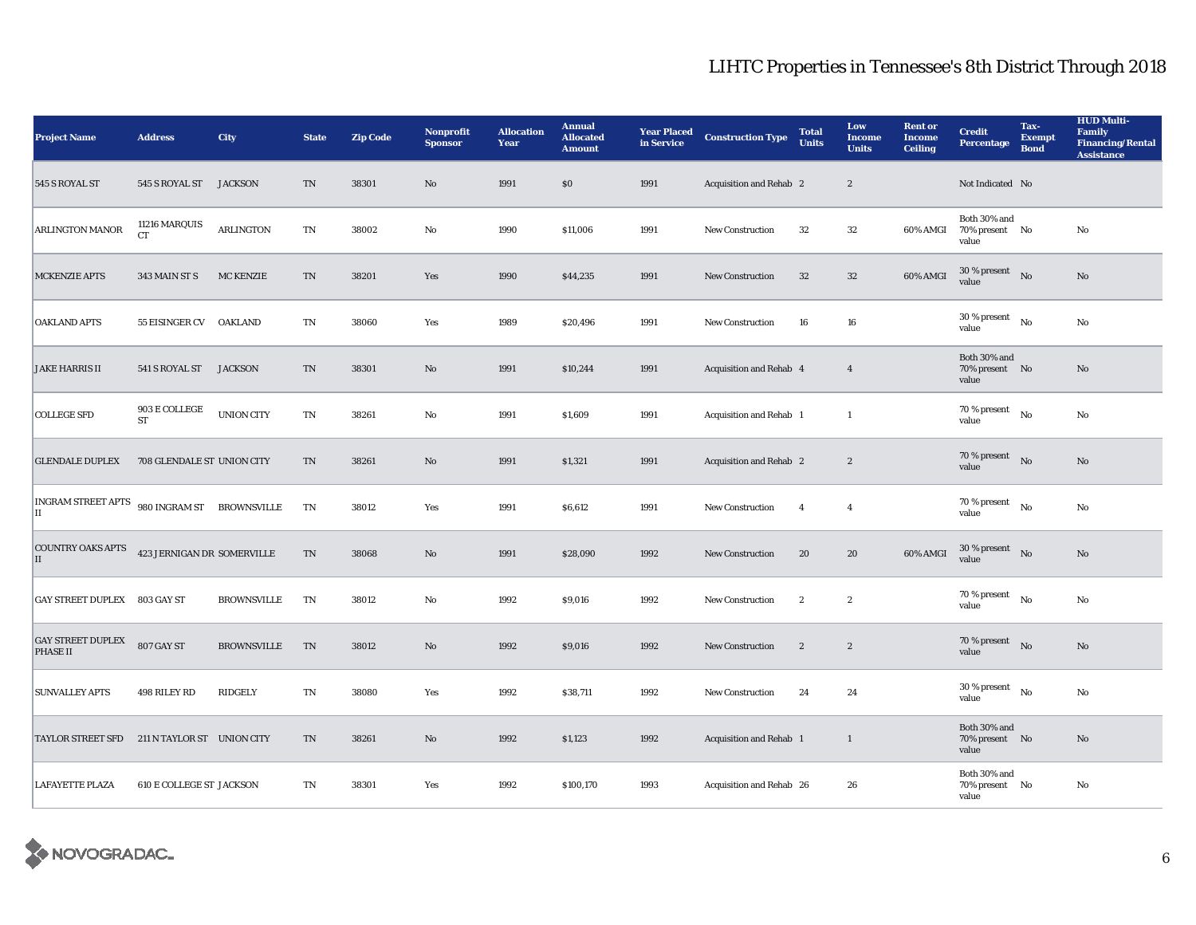# LIHTC Properties in Tennessee's 8th District Through 2018

| Project Name | Address | City | State | Zip Code | Nonprofit Sponsor | Allocation Year | Annual Allocated Amount | Year Placed in Service | Construction Type | Total Units | Low Income Units | Rent or Income Ceiling | Credit Percentage | Tax-Exempt Bond | HUD Multi-Family Financing/Rental Assistance |
|---|---|---|---|---|---|---|---|---|---|---|---|---|---|---|---|
| 545 S ROYAL ST | 545 S ROYAL ST | JACKSON | TN | 38301 | No | 1991 | $0 | 1991 | Acquisition and Rehab | 2 | 2 | | Not Indicated | No | |
| ARLINGTON MANOR | 11216 MARQUIS CT | ARLINGTON | TN | 38002 | No | 1990 | $11,006 | 1991 | New Construction | 32 | 32 | 60% AMGI | Both 30% and 70% present value | No | No |
| MCKENZIE APTS | 343 MAIN ST S | MC KENZIE | TN | 38201 | Yes | 1990 | $44,235 | 1991 | New Construction | 32 | 32 | 60% AMGI | 30 % present value | No | No |
| OAKLAND APTS | 55 EISINGER CV | OAKLAND | TN | 38060 | Yes | 1989 | $20,496 | 1991 | New Construction | 16 | 16 | | 30 % present value | No | No |
| JAKE HARRIS II | 541 S ROYAL ST | JACKSON | TN | 38301 | No | 1991 | $10,244 | 1991 | Acquisition and Rehab | 4 | 4 | | Both 30% and 70% present value | No | No |
| COLLEGE SFD | 903 E COLLEGE ST | UNION CITY | TN | 38261 | No | 1991 | $1,609 | 1991 | Acquisition and Rehab | 1 | 1 | | 70 % present value | No | No |
| GLENDALE DUPLEX | 708 GLENDALE ST | UNION CITY | TN | 38261 | No | 1991 | $1,321 | 1991 | Acquisition and Rehab | 2 | 2 | | 70 % present value | No | No |
| INGRAM STREET APTS II | 980 INGRAM ST | BROWNSVILLE | TN | 38012 | Yes | 1991 | $6,612 | 1991 | New Construction | 4 | 4 | | 70 % present value | No | No |
| COUNTRY OAKS APTS II | 423 JERNIGAN DR | SOMERVILLE | TN | 38068 | No | 1991 | $28,090 | 1992 | New Construction | 20 | 20 | 60% AMGI | 30 % present value | No | No |
| GAY STREET DUPLEX | 803 GAY ST | BROWNSVILLE | TN | 38012 | No | 1992 | $9,016 | 1992 | New Construction | 2 | 2 | | 70 % present value | No | No |
| GAY STREET DUPLEX PHASE II | 807 GAY ST | BROWNSVILLE | TN | 38012 | No | 1992 | $9,016 | 1992 | New Construction | 2 | 2 | | 70 % present value | No | No |
| SUNVALLEY APTS | 498 RILEY RD | RIDGELY | TN | 38080 | Yes | 1992 | $38,711 | 1992 | New Construction | 24 | 24 | | 30 % present value | No | No |
| TAYLOR STREET SFD | 211 N TAYLOR ST | UNION CITY | TN | 38261 | No | 1992 | $1,123 | 1992 | Acquisition and Rehab | 1 | 1 | | Both 30% and 70% present value | No | No |
| LAFAYETTE PLAZA | 610 E COLLEGE ST | JACKSON | TN | 38301 | Yes | 1992 | $100,170 | 1993 | Acquisition and Rehab | 26 | 26 | | Both 30% and 70% present value | No | No |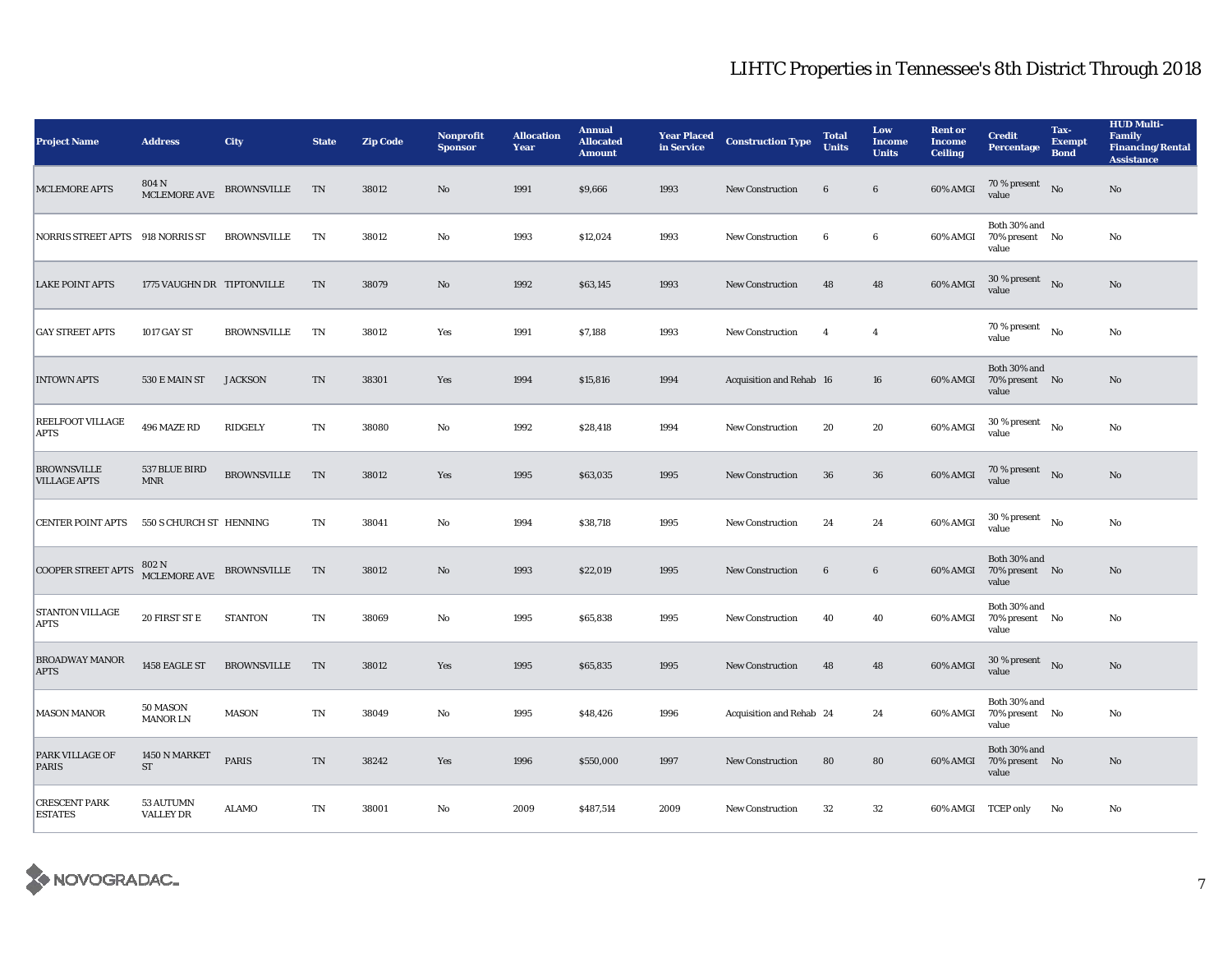# LIHTC Properties in Tennessee's 8th District Through 2018

| Project Name | Address | City | State | Zip Code | Nonprofit Sponsor | Allocation Year | Annual Allocated Amount | Year Placed in Service | Construction Type | Total Units | Low Income Units | Rent or Income Ceiling | Credit Percentage | Tax-Exempt Bond | HUD Multi-Family Financing/Rental Assistance |
|---|---|---|---|---|---|---|---|---|---|---|---|---|---|---|---|
| MCLEMORE APTS | 804 N MCLEMORE AVE | BROWNSVILLE | TN | 38012 | No | 1991 | $9,666 | 1993 | New Construction | 6 | 6 | 60% AMGI | 70 % present value | No | No |
| NORRIS STREET APTS | 918 NORRIS ST | BROWNSVILLE | TN | 38012 | No | 1993 | $12,024 | 1993 | New Construction | 6 | 6 | 60% AMGI | Both 30% and 70% present value | No | No |
| LAKE POINT APTS | 1775 VAUGHN DR | TIPTONVILLE | TN | 38079 | No | 1992 | $63,145 | 1993 | New Construction | 48 | 48 | 60% AMGI | 30 % present value | No | No |
| GAY STREET APTS | 1017 GAY ST | BROWNSVILLE | TN | 38012 | Yes | 1991 | $7,188 | 1993 | New Construction | 4 | 4 | | 70 % present value | No | No |
| INTOWN APTS | 530 E MAIN ST | JACKSON | TN | 38301 | Yes | 1994 | $15,816 | 1994 | Acquisition and Rehab | 16 | 16 | 60% AMGI | Both 30% and 70% present value | No | No |
| REELFOOT VILLAGE APTS | 496 MAZE RD | RIDGELY | TN | 38080 | No | 1992 | $28,418 | 1994 | New Construction | 20 | 20 | 60% AMGI | 30 % present value | No | No |
| BROWNSVILLE VILLAGE APTS | 537 BLUE BIRD MNR | BROWNSVILLE | TN | 38012 | Yes | 1995 | $63,035 | 1995 | New Construction | 36 | 36 | 60% AMGI | 70 % present value | No | No |
| CENTER POINT APTS | 550 S CHURCH ST | HENNING | TN | 38041 | No | 1994 | $38,718 | 1995 | New Construction | 24 | 24 | 60% AMGI | 30 % present value | No | No |
| COOPER STREET APTS | 802 N MCLEMORE AVE | BROWNSVILLE | TN | 38012 | No | 1993 | $22,019 | 1995 | New Construction | 6 | 6 | 60% AMGI | Both 30% and 70% present value | No | No |
| STANTON VILLAGE APTS | 20 FIRST ST E | STANTON | TN | 38069 | No | 1995 | $65,838 | 1995 | New Construction | 40 | 40 | 60% AMGI | Both 30% and 70% present value | No | No |
| BROADWAY MANOR APTS | 1458 EAGLE ST | BROWNSVILLE | TN | 38012 | Yes | 1995 | $65,835 | 1995 | New Construction | 48 | 48 | 60% AMGI | 30 % present value | No | No |
| MASON MANOR | 50 MASON MANOR LN | MASON | TN | 38049 | No | 1995 | $48,426 | 1996 | Acquisition and Rehab | 24 | 24 | 60% AMGI | Both 30% and 70% present value | No | No |
| PARK VILLAGE OF PARIS | 1450 N MARKET ST | PARIS | TN | 38242 | Yes | 1996 | $550,000 | 1997 | New Construction | 80 | 80 | 60% AMGI | Both 30% and 70% present value | No | No |
| CRESCENT PARK ESTATES | 53 AUTUMN VALLEY DR | ALAMO | TN | 38001 | No | 2009 | $487,514 | 2009 | New Construction | 32 | 32 | 60% AMGI | TCEP only | No | No |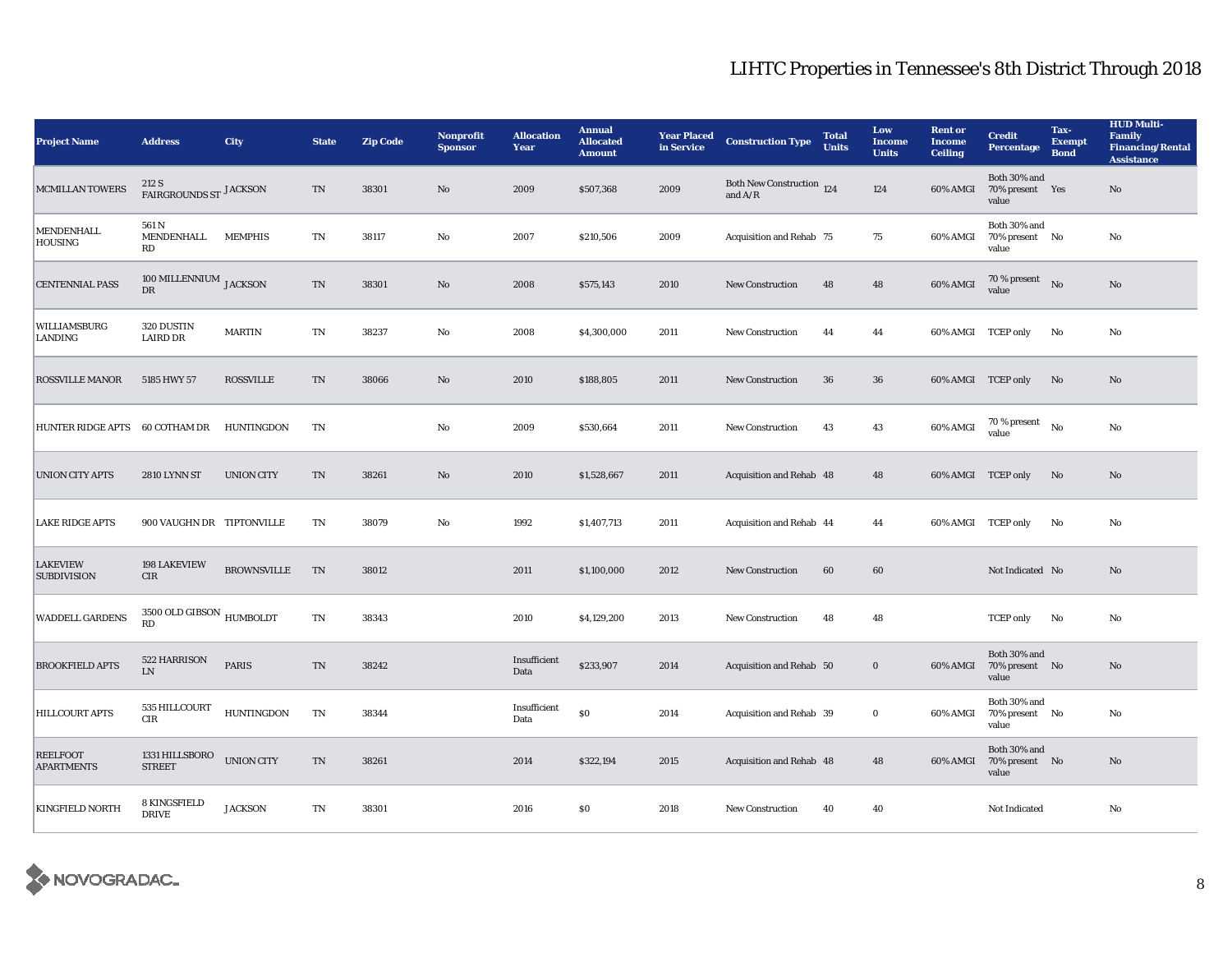# LIHTC Properties in Tennessee's 8th District Through 2018

| Project Name | Address | City | State | Zip Code | Nonprofit Sponsor | Allocation Year | Annual Allocated Amount | Year Placed in Service | Construction Type | Total Units | Low Income Units | Rent or Income Ceiling | Credit Percentage | Tax-Exempt Bond | HUD Multi-Family Financing/Rental Assistance |
|---|---|---|---|---|---|---|---|---|---|---|---|---|---|---|---|
| MCMILLAN TOWERS | 212 S FAIRGROUNDS ST | JACKSON | TN | 38301 | No | 2009 | $507,368 | 2009 | Both New Construction and A/R | 124 | 124 | 60% AMGI | Both 30% and 70% present value | Yes | No |
| MENDENHALL HOUSING | 561 N MENDENHALL RD | MEMPHIS | TN | 38117 | No | 2007 | $210,506 | 2009 | Acquisition and Rehab | 75 | 75 | 60% AMGI | Both 30% and 70% present value | No | No |
| CENTENNIAL PASS | 100 MILLENNIUM DR | JACKSON | TN | 38301 | No | 2008 | $575,143 | 2010 | New Construction | 48 | 48 | 60% AMGI | 70 % present value | No | No |
| WILLIAMSBURG LANDING | 320 DUSTIN LAIRD DR | MARTIN | TN | 38237 | No | 2008 | $4,300,000 | 2011 | New Construction | 44 | 44 | 60% AMGI | TCEP only | No | No |
| ROSSVILLE MANOR | 5185 HWY 57 | ROSSVILLE | TN | 38066 | No | 2010 | $188,805 | 2011 | New Construction | 36 | 36 | 60% AMGI | TCEP only | No | No |
| HUNTER RIDGE APTS | 60 COTHAM DR | HUNTINGDON | TN | | No | 2009 | $530,664 | 2011 | New Construction | 43 | 43 | 60% AMGI | 70 % present value | No | No |
| UNION CITY APTS | 2810 LYNN ST | UNION CITY | TN | 38261 | No | 2010 | $1,528,667 | 2011 | Acquisition and Rehab | 48 | 48 | 60% AMGI | TCEP only | No | No |
| LAKE RIDGE APTS | 900 VAUGHN DR | TIPTONVILLE | TN | 38079 | No | 1992 | $1,407,713 | 2011 | Acquisition and Rehab | 44 | 44 | 60% AMGI | TCEP only | No | No |
| LAKEVIEW SUBDIVISION | 198 LAKEVIEW CIR | BROWNSVILLE | TN | 38012 | | 2011 | $1,100,000 | 2012 | New Construction | 60 | 60 | | Not Indicated | No | No |
| WADDELL GARDENS | 3500 OLD GIBSON RD | HUMBOLDT | TN | 38343 | | 2010 | $4,129,200 | 2013 | New Construction | 48 | 48 | | TCEP only | No | No |
| BROOKFIELD APTS | 522 HARRISON LN | PARIS | TN | 38242 | | Insufficient Data | $233,907 | 2014 | Acquisition and Rehab | 50 | 0 | 60% AMGI | Both 30% and 70% present value | No | No |
| HILLCOURT APTS | 535 HILLCOURT CIR | HUNTINGDON | TN | 38344 | | Insufficient Data | $0 | 2014 | Acquisition and Rehab | 39 | 0 | 60% AMGI | Both 30% and 70% present value | No | No |
| REELFOOT APARTMENTS | 1331 HILLSBORO STREET | UNION CITY | TN | 38261 | | 2014 | $322,194 | 2015 | Acquisition and Rehab | 48 | 48 | 60% AMGI | Both 30% and 70% present value | No | No |
| KINGFIELD NORTH | 8 KINGSFIELD DRIVE | JACKSON | TN | 38301 | | 2016 | $0 | 2018 | New Construction | 40 | 40 | | Not Indicated | | No |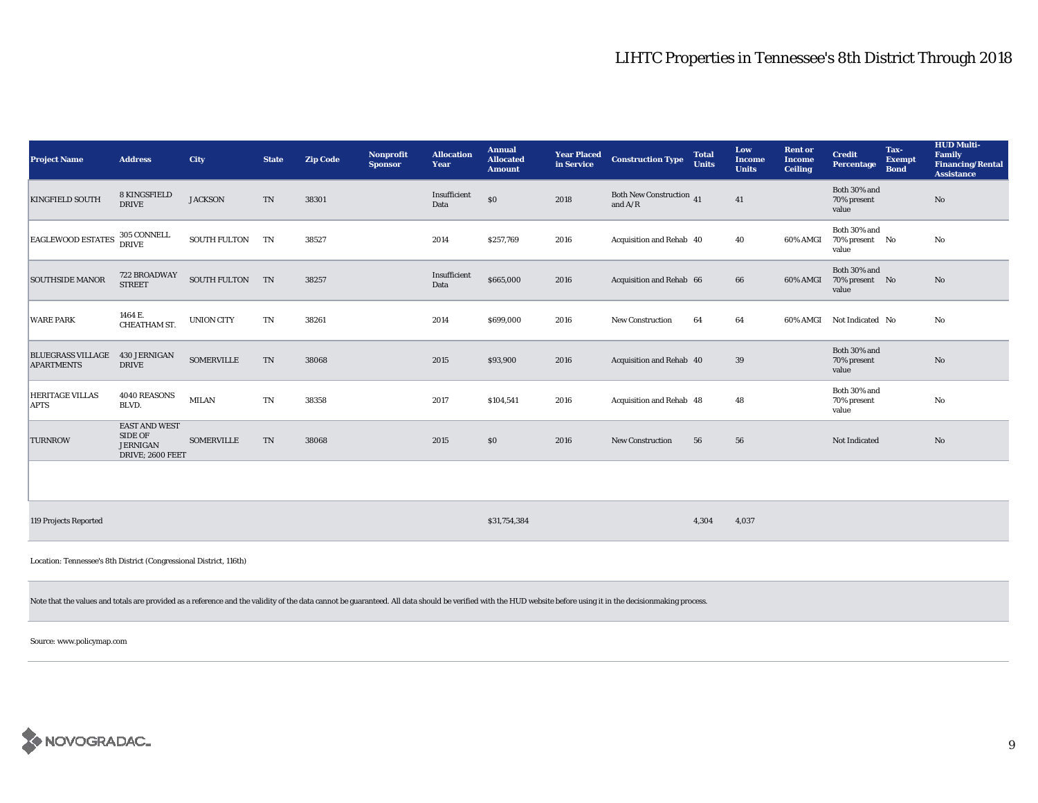# LIHTC Properties in Tennessee's 8th District Through 2018

| Project Name | Address | City | State | Zip Code | Nonprofit Sponsor | Allocation Year | Annual Allocated Amount | Year Placed in Service | Construction Type | Total Units | Low Income Units | Rent or Income Ceiling | Credit Percentage | Tax-Exempt Bond | HUD Multi-Family Financing/Rental Assistance |
|---|---|---|---|---|---|---|---|---|---|---|---|---|---|---|---|
| KINGFIELD SOUTH | 8 KINGSFIELD DRIVE | JACKSON | TN | 38301 | | Insufficient Data | $0 | 2018 | Both New Construction and A/R | 41 | 41 | | Both 30% and 70% present value | | No |
| EAGLEWOOD ESTATES | 305 CONNELL DRIVE | SOUTH FULTON | TN | 38527 | | 2014 | $257,769 | 2016 | Acquisition and Rehab | 40 | 40 | 60% AMGI | Both 30% and 70% present value | No | No |
| SOUTHSIDE MANOR | 722 BROADWAY STREET | SOUTH FULTON | TN | 38257 | | Insufficient Data | $665,000 | 2016 | Acquisition and Rehab | 66 | 66 | 60% AMGI | Both 30% and 70% present value | No | No |
| WARE PARK | 1464 E. CHEATHAM ST. | UNION CITY | TN | 38261 | | 2014 | $699,000 | 2016 | New Construction | 64 | 64 | 60% AMGI | Not Indicated | No | No |
| BLUEGRASS VILLAGE APARTMENTS | 430 JERNIGAN DRIVE | SOMERVILLE | TN | 38068 | | 2015 | $93,900 | 2016 | Acquisition and Rehab | 40 | 39 | | Both 30% and 70% present value | | No |
| HERITAGE VILLAS APTS | 4040 REASONS BLVD. | MILAN | TN | 38358 | | 2017 | $104,541 | 2016 | Acquisition and Rehab | 48 | 48 | | Both 30% and 70% present value | | No |
| TURNROW | EAST AND WEST SIDE OF JERNIGAN DRIVE; 2600 FEET | SOMERVILLE | TN | 38068 | | 2015 | $0 | 2016 | New Construction | 56 | 56 | | Not Indicated | | No |
| | | | | | | | | | | | | | | | |
| 119 Projects Reported | | | | | | | $31,754,384 | | | 4,304 | 4,037 | | | | |

Location: Tennessee's 8th District (Congressional District, 116th)

Note that the values and totals are provided as a reference and the validity of the data cannot be guaranteed. All data should be verified with the HUD website before using it in the decisionmaking process.

Source: www.policymap.com